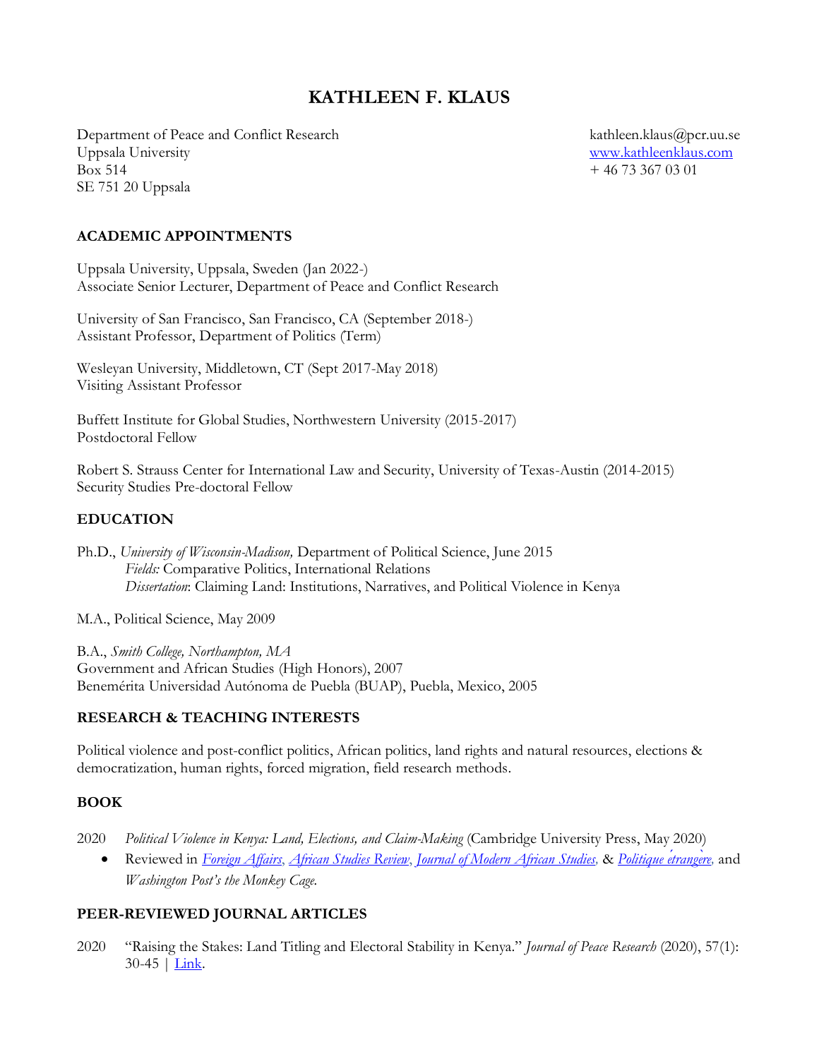# KATHLEEN F. KLAUS

Department of Peace and Conflict Research
Uppsala University
Box 514
SE 751 20 Uppsala

kathleen.klaus@pcr.uu.se
[www.kathleenklaus.com](http://www.kathleenklaus.com)
+ 46 73 367 03 01

## ACADEMIC APPOINTMENTS

Uppsala University, Uppsala, Sweden (Jan 2022-)
Associate Senior Lecturer, Department of Peace and Conflict Research

University of San Francisco, San Francisco, CA (September 2018-)
Assistant Professor, Department of Politics (Term)

Wesleyan University, Middletown, CT (Sept 2017-May 2018)
Visiting Assistant Professor

Buffett Institute for Global Studies, Northwestern University (2015-2017)
Postdoctoral Fellow

Robert S. Strauss Center for International Law and Security, University of Texas-Austin (2014-2015)
Security Studies Pre-doctoral Fellow

## EDUCATION

Ph.D., *University of Wisconsin-Madison,* Department of Political Science, June 2015
*Fields:* Comparative Politics, International Relations
*Dissertation*: Claiming Land: Institutions, Narratives, and Political Violence in Kenya

M.A., Political Science, May 2009

B.A., *Smith College, Northampton, MA*
Government and African Studies (High Honors), 2007
Benemérita Universidad Autónoma de Puebla (BUAP), Puebla, Mexico, 2005

## RESEARCH & TEACHING INTERESTS

Political violence and post-conflict politics, African politics, land rights and natural resources, elections & democratization, human rights, forced migration, field research methods.

## BOOK

2020 *Political Violence in Kenya: Land, Elections, and Claim-Making* (Cambridge University Press, May 2020)

- Reviewed in *Foreign Affairs*, *African Studies Review*, *Journal of Modern African Studies,* & *Politique étrangère,* and *Washington Post's the Monkey Cage.*

## PEER-REVIEWED JOURNAL ARTICLES

2020 "Raising the Stakes: Land Titling and Electoral Stability in Kenya." *Journal of Peace Research* (2020), 57(1): 30-45 | Link.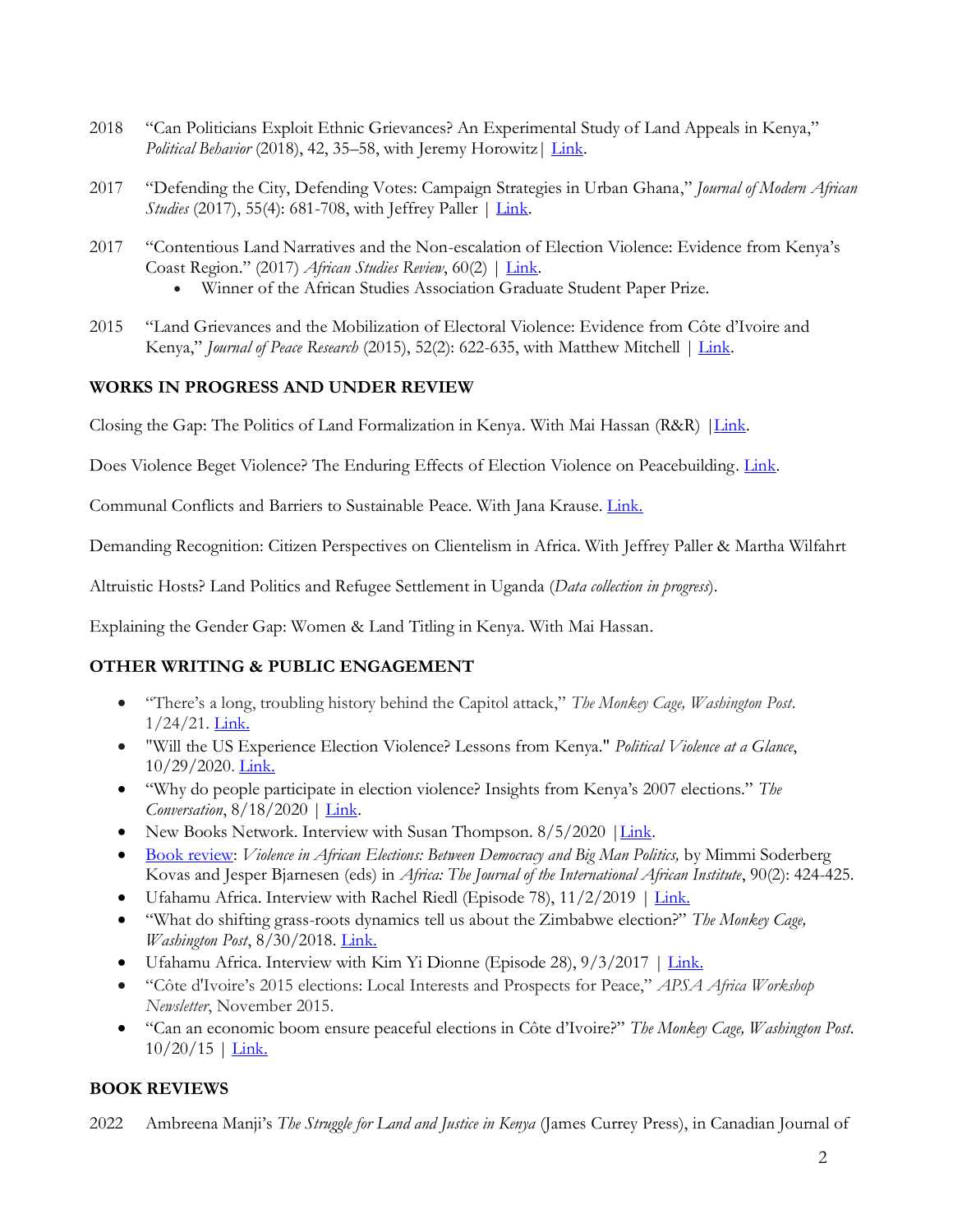2018 "Can Politicians Exploit Ethnic Grievances? An Experimental Study of Land Appeals in Kenya," *Political Behavior* (2018), 42, 35–58, with Jeremy Horowitz | Link.

2017 "Defending the City, Defending Votes: Campaign Strategies in Urban Ghana," *Journal of Modern African Studies* (2017), 55(4): 681-708, with Jeffrey Paller | Link.

2017 "Contentious Land Narratives and the Non-escalation of Election Violence: Evidence from Kenya's Coast Region." (2017) *African Studies Review*, 60(2) | Link.

- Winner of the African Studies Association Graduate Student Paper Prize.

2015 "Land Grievances and the Mobilization of Electoral Violence: Evidence from Côte d'Ivoire and Kenya," *Journal of Peace Research* (2015), 52(2): 622-635, with Matthew Mitchell | Link.

## WORKS IN PROGRESS AND UNDER REVIEW

Closing the Gap: The Politics of Land Formalization in Kenya. With Mai Hassan (R&R) |Link.

Does Violence Beget Violence? The Enduring Effects of Election Violence on Peacebuilding. Link.

Communal Conflicts and Barriers to Sustainable Peace. With Jana Krause. Link.

Demanding Recognition: Citizen Perspectives on Clientelism in Africa. With Jeffrey Paller & Martha Wilfahrt

Altruistic Hosts? Land Politics and Refugee Settlement in Uganda (*Data collection in progress*).

Explaining the Gender Gap: Women & Land Titling in Kenya. With Mai Hassan.

## OTHER WRITING & PUBLIC ENGAGEMENT

- "There's a long, troubling history behind the Capitol attack," *The Monkey Cage, Washington Post*. 1/24/21. Link.
- "Will the US Experience Election Violence? Lessons from Kenya." *Political Violence at a Glance*, 10/29/2020. Link.
- "Why do people participate in election violence? Insights from Kenya's 2007 elections." *The Conversation*, 8/18/2020 | Link.
- New Books Network. Interview with Susan Thompson. 8/5/2020 |Link.
- Book review: *Violence in African Elections: Between Democracy and Big Man Politics,* by Mimmi Soderberg Kovas and Jesper Bjarnesen (eds) in *Africa: The Journal of the International African Institute*, 90(2): 424-425.
- Ufahamu Africa. Interview with Rachel Riedl (Episode 78), 11/2/2019 | Link.
- "What do shifting grass-roots dynamics tell us about the Zimbabwe election?" *The Monkey Cage, Washington Post*, 8/30/2018. Link.
- Ufahamu Africa. Interview with Kim Yi Dionne (Episode 28), 9/3/2017 | Link.
- "Côte d'Ivoire's 2015 elections: Local Interests and Prospects for Peace," *APSA Africa Workshop Newsletter*, November 2015.
- "Can an economic boom ensure peaceful elections in Côte d'Ivoire?" *The Monkey Cage, Washington Post.* 10/20/15 | Link.

## BOOK REVIEWS

2022 Ambreena Manji's *The Struggle for Land and Justice in Kenya* (James Currey Press), in Canadian Journal of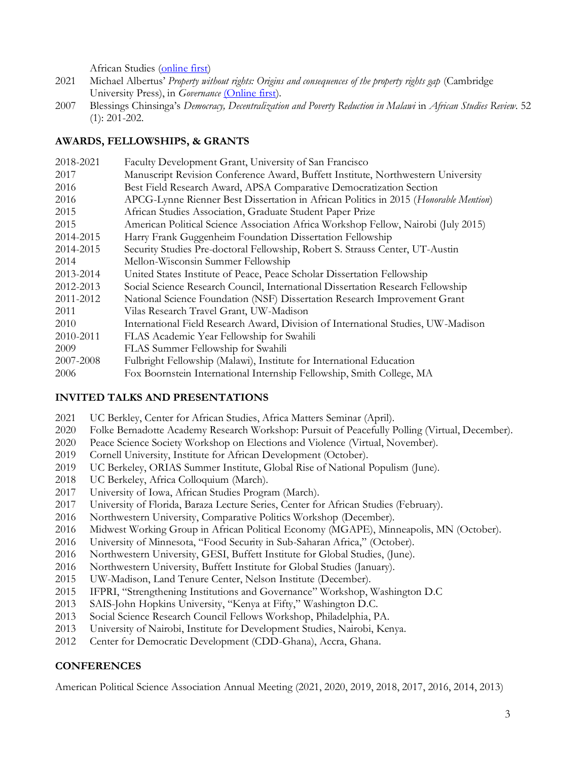African Studies (online first)

2021 Michael Albertus' *Property without rights: Origins and consequences of the property rights gap* (Cambridge University Press), in *Governance* (Online first).

2007 Blessings Chinsinga's *Democracy, Decentralization and Poverty Reduction in Malawi* in *African Studies Review*. 52 (1): 201-202.

## AWARDS, FELLOWSHIPS, & GRANTS

2018-2021 Faculty Development Grant, University of San Francisco
2017 Manuscript Revision Conference Award, Buffett Institute, Northwestern University
2016 Best Field Research Award, APSA Comparative Democratization Section
2016 APCG-Lynne Rienner Best Dissertation in African Politics in 2015 (*Honorable Mention*)
2015 African Studies Association, Graduate Student Paper Prize
2015 American Political Science Association Africa Workshop Fellow, Nairobi (July 2015)
2014-2015 Harry Frank Guggenheim Foundation Dissertation Fellowship
2014-2015 Security Studies Pre-doctoral Fellowship, Robert S. Strauss Center, UT-Austin
2014 Mellon-Wisconsin Summer Fellowship
2013-2014 United States Institute of Peace, Peace Scholar Dissertation Fellowship
2012-2013 Social Science Research Council, International Dissertation Research Fellowship
2011-2012 National Science Foundation (NSF) Dissertation Research Improvement Grant
2011 Vilas Research Travel Grant, UW-Madison
2010 International Field Research Award, Division of International Studies, UW-Madison
2010-2011 FLAS Academic Year Fellowship for Swahili
2009 FLAS Summer Fellowship for Swahili
2007-2008 Fulbright Fellowship (Malawi), Institute for International Education
2006 Fox Boornstein International Internship Fellowship, Smith College, MA

## INVITED TALKS AND PRESENTATIONS

2021 UC Berkley, Center for African Studies, Africa Matters Seminar (April).
2020 Folke Bernadotte Academy Research Workshop: Pursuit of Peacefully Polling (Virtual, December).
2020 Peace Science Society Workshop on Elections and Violence (Virtual, November).
2019 Cornell University, Institute for African Development (October).
2019 UC Berkeley, ORIAS Summer Institute, Global Rise of National Populism (June).
2018 UC Berkeley, Africa Colloquium (March).
2017 University of Iowa, African Studies Program (March).
2017 University of Florida, Baraza Lecture Series, Center for African Studies (February).
2016 Northwestern University, Comparative Politics Workshop (December).
2016 Midwest Working Group in African Political Economy (MGAPE), Minneapolis, MN (October).
2016 University of Minnesota, "Food Security in Sub-Saharan Africa," (October).
2016 Northwestern University, GESI, Buffett Institute for Global Studies, (June).
2016 Northwestern University, Buffett Institute for Global Studies (January).
2015 UW-Madison, Land Tenure Center, Nelson Institute (December).
2015 IFPRI, "Strengthening Institutions and Governance" Workshop, Washington D.C
2013 SAIS-John Hopkins University, "Kenya at Fifty," Washington D.C.
2013 Social Science Research Council Fellows Workshop, Philadelphia, PA.
2013 University of Nairobi, Institute for Development Studies, Nairobi, Kenya.
2012 Center for Democratic Development (CDD-Ghana), Accra, Ghana.

## CONFERENCES

American Political Science Association Annual Meeting (2021, 2020, 2019, 2018, 2017, 2016, 2014, 2013)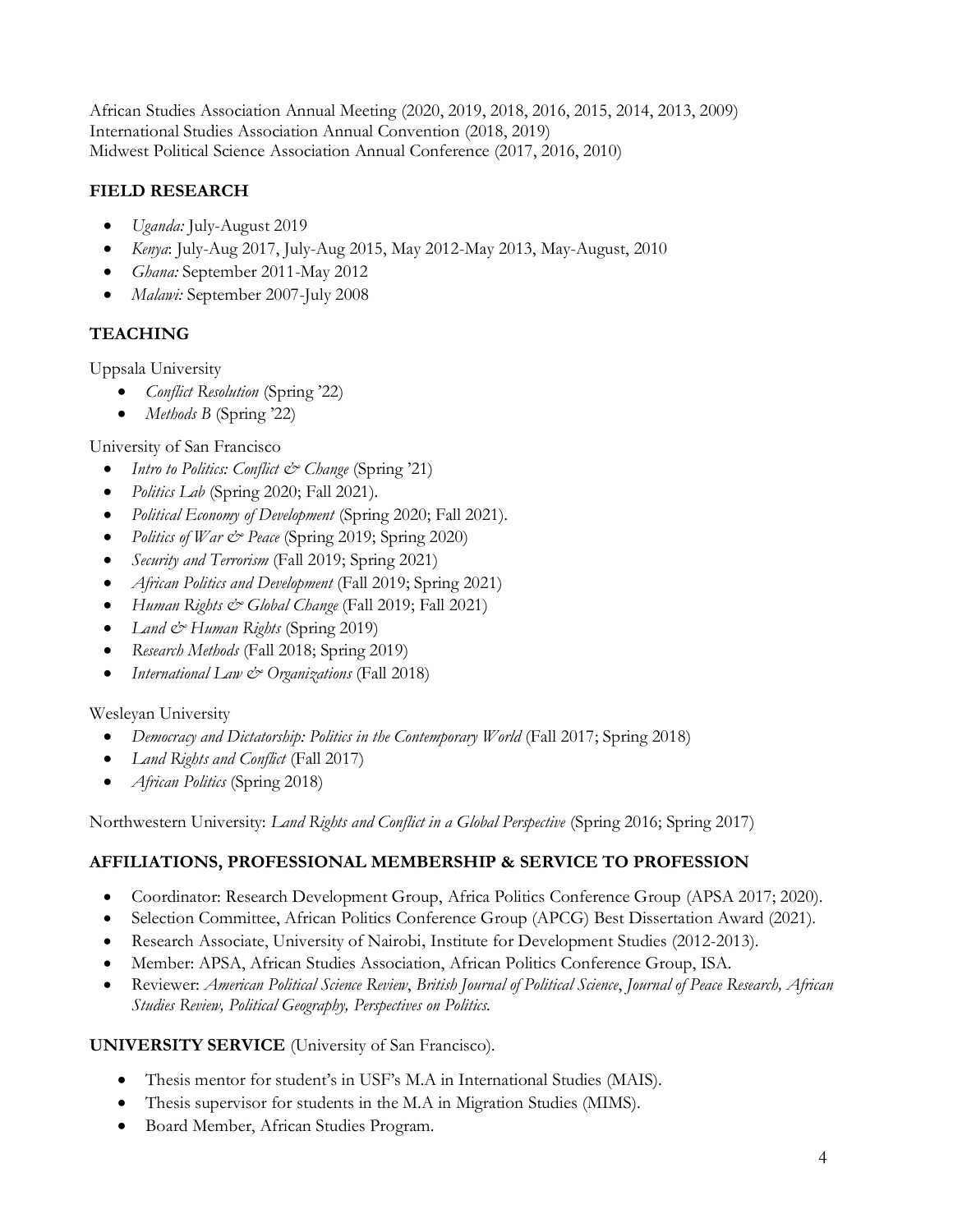African Studies Association Annual Meeting (2020, 2019, 2018, 2016, 2015, 2014, 2013, 2009)
International Studies Association Annual Convention (2018, 2019)
Midwest Political Science Association Annual Conference (2017, 2016, 2010)

## FIELD RESEARCH

- *Uganda:* July-August 2019
- *Kenya*: July-Aug 2017, July-Aug 2015, May 2012-May 2013, May-August, 2010
- *Ghana:* September 2011-May 2012
- *Malawi:* September 2007-July 2008

## TEACHING

Uppsala University

- *Conflict Resolution* (Spring '22)
- *Methods B* (Spring '22)

University of San Francisco

- *Intro to Politics: Conflict & Change* (Spring '21)
- *Politics Lab* (Spring 2020; Fall 2021).
- *Political Economy of Development* (Spring 2020; Fall 2021).
- *Politics of War & Peace* (Spring 2019; Spring 2020)
- *Security and Terrorism* (Fall 2019; Spring 2021)
- *African Politics and Development* (Fall 2019; Spring 2021)
- *Human Rights & Global Change* (Fall 2019; Fall 2021)
- *Land & Human Rights* (Spring 2019)
- *Research Methods* (Fall 2018; Spring 2019)
- *International Law & Organizations* (Fall 2018)

Wesleyan University

- *Democracy and Dictatorship: Politics in the Contemporary World* (Fall 2017; Spring 2018)
- *Land Rights and Conflict* (Fall 2017)
- *African Politics* (Spring 2018)

Northwestern University: *Land Rights and Conflict in a Global Perspective* (Spring 2016; Spring 2017)

## AFFILIATIONS, PROFESSIONAL MEMBERSHIP & SERVICE TO PROFESSION

- Coordinator: Research Development Group, Africa Politics Conference Group (APSA 2017; 2020).
- Selection Committee, African Politics Conference Group (APCG) Best Dissertation Award (2021).
- Research Associate, University of Nairobi, Institute for Development Studies (2012-2013).
- Member: APSA, African Studies Association, African Politics Conference Group, ISA.
- Reviewer: *American Political Science Review*, *British Journal of Political Science*, *Journal of Peace Research, African Studies Review, Political Geography, Perspectives on Politics.*

## UNIVERSITY SERVICE (University of San Francisco).

- Thesis mentor for student's in USF's M.A in International Studies (MAIS).
- Thesis supervisor for students in the M.A in Migration Studies (MIMS).
- Board Member, African Studies Program.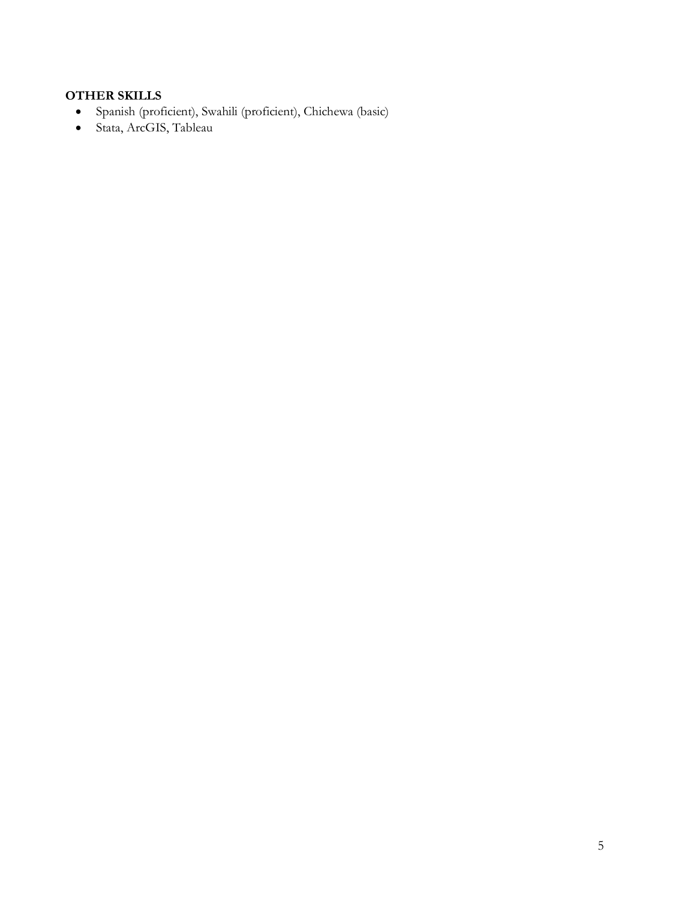**OTHER SKILLS**

- Spanish (proficient), Swahili (proficient), Chichewa (basic)
- Stata, ArcGIS, Tableau